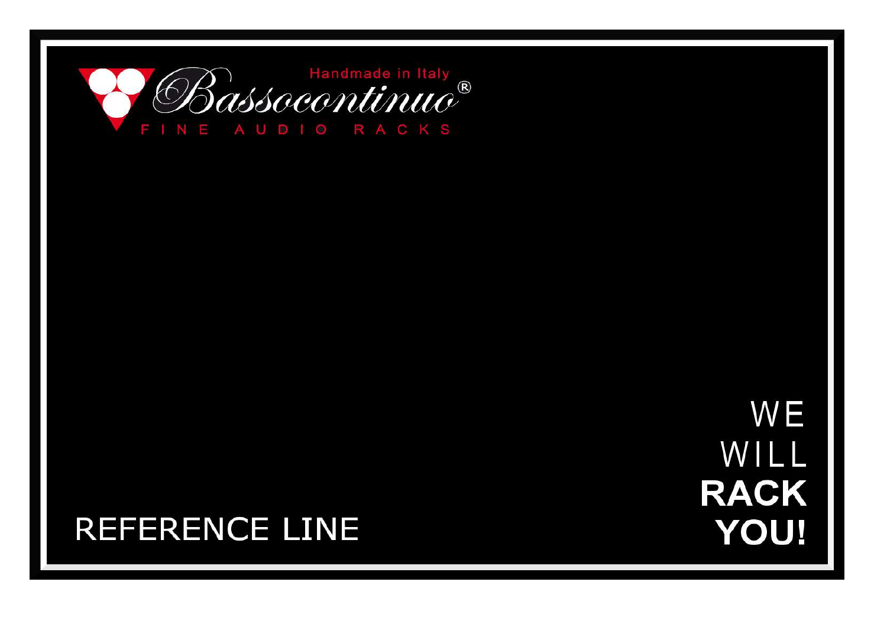Handmade in Italy

# Bassocontinuo®

FINE AUDIO RACKS

# REFERENCE LINE

WE
WILL
**RACK**
**YOU!**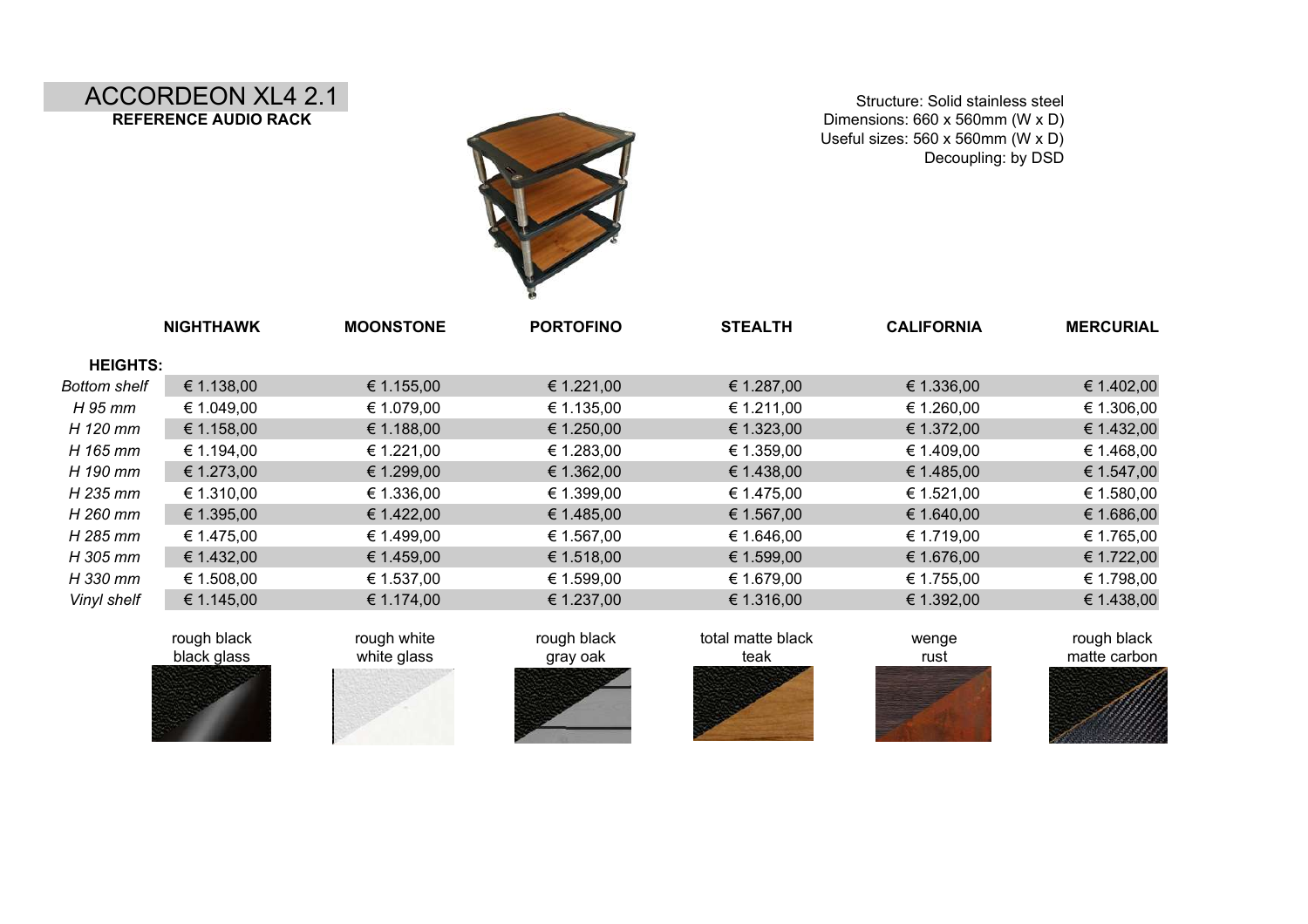# ACCORDEON XL4 2.1

**REFERENCE AUDIO RACK**

Structure: Solid stainless steel
Dimensions: 660 x 560mm (W x D)
Useful sizes: 560 x 560mm (W x D)
Decoupling: by DSD

| HEIGHTS: | NIGHTHAWK | MOONSTONE | PORTOFINO | STEALTH | CALIFORNIA | MERCURIAL |
|---|---|---|---|---|---|---|
| *Bottom shelf* | € 1.138,00 | € 1.155,00 | € 1.221,00 | € 1.287,00 | € 1.336,00 | € 1.402,00 |
| *H 95 mm* | € 1.049,00 | € 1.079,00 | € 1.135,00 | € 1.211,00 | € 1.260,00 | € 1.306,00 |
| *H 120 mm* | € 1.158,00 | € 1.188,00 | € 1.250,00 | € 1.323,00 | € 1.372,00 | € 1.432,00 |
| *H 165 mm* | € 1.194,00 | € 1.221,00 | € 1.283,00 | € 1.359,00 | € 1.409,00 | € 1.468,00 |
| *H 190 mm* | € 1.273,00 | € 1.299,00 | € 1.362,00 | € 1.438,00 | € 1.485,00 | € 1.547,00 |
| *H 235 mm* | € 1.310,00 | € 1.336,00 | € 1.399,00 | € 1.475,00 | € 1.521,00 | € 1.580,00 |
| *H 260 mm* | € 1.395,00 | € 1.422,00 | € 1.485,00 | € 1.567,00 | € 1.640,00 | € 1.686,00 |
| *H 285 mm* | € 1.475,00 | € 1.499,00 | € 1.567,00 | € 1.646,00 | € 1.719,00 | € 1.765,00 |
| *H 305 mm* | € 1.432,00 | € 1.459,00 | € 1.518,00 | € 1.599,00 | € 1.676,00 | € 1.722,00 |
| *H 330 mm* | € 1.508,00 | € 1.537,00 | € 1.599,00 | € 1.679,00 | € 1.755,00 | € 1.798,00 |
| *Vinyl shelf* | € 1.145,00 | € 1.174,00 | € 1.237,00 | € 1.316,00 | € 1.392,00 | € 1.438,00 |
| | rough black<br>black glass | rough white<br>white glass | rough black<br>gray oak | total matte black<br>teak | wenge<br>rust | rough black<br>matte carbon |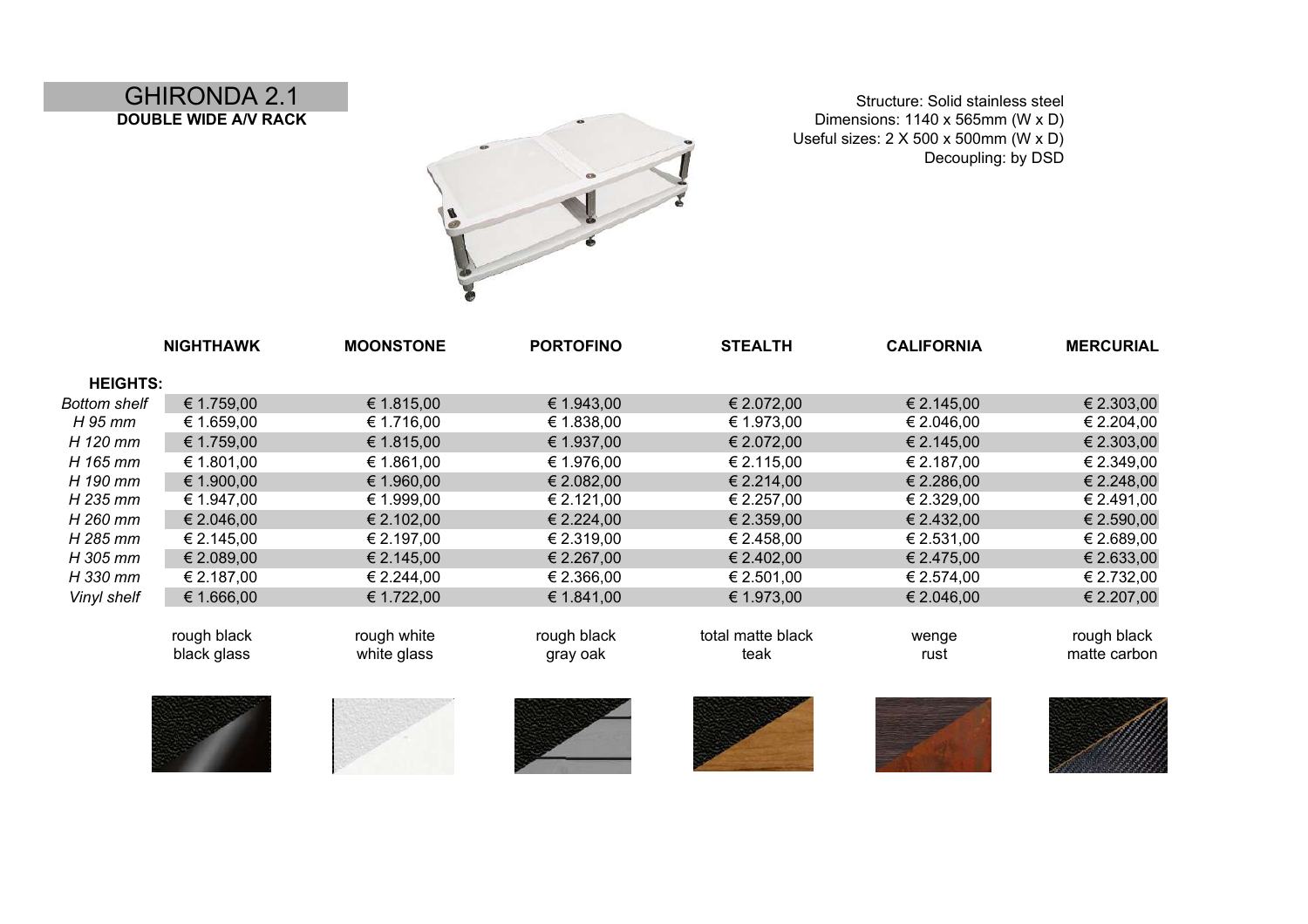# GHIRONDA 2.1

**DOUBLE WIDE A/V RACK**

Structure: Solid stainless steel
Dimensions: 1140 x 565mm (W x D)
Useful sizes: 2 X 500 x 500mm (W x D)
Decoupling: by DSD

| | NIGHTHAWK | MOONSTONE | PORTOFINO | STEALTH | CALIFORNIA | MERCURIAL |
|---|---|---|---|---|---|---|
| **HEIGHTS:** | | | | | | |
| *Bottom shelf* | € 1.759,00 | € 1.815,00 | € 1.943,00 | € 2.072,00 | € 2.145,00 | € 2.303,00 |
| *H 95 mm* | € 1.659,00 | € 1.716,00 | € 1.838,00 | € 1.973,00 | € 2.046,00 | € 2.204,00 |
| *H 120 mm* | € 1.759,00 | € 1.815,00 | € 1.937,00 | € 2.072,00 | € 2.145,00 | € 2.303,00 |
| *H 165 mm* | € 1.801,00 | € 1.861,00 | € 1.976,00 | € 2.115,00 | € 2.187,00 | € 2.349,00 |
| *H 190 mm* | € 1.900,00 | € 1.960,00 | € 2.082,00 | € 2.214,00 | € 2.286,00 | € 2.248,00 |
| *H 235 mm* | € 1.947,00 | € 1.999,00 | € 2.121,00 | € 2.257,00 | € 2.329,00 | € 2.491,00 |
| *H 260 mm* | € 2.046,00 | € 2.102,00 | € 2.224,00 | € 2.359,00 | € 2.432,00 | € 2.590,00 |
| *H 285 mm* | € 2.145,00 | € 2.197,00 | € 2.319,00 | € 2.458,00 | € 2.531,00 | € 2.689,00 |
| *H 305 mm* | € 2.089,00 | € 2.145,00 | € 2.267,00 | € 2.402,00 | € 2.475,00 | € 2.633,00 |
| *H 330 mm* | € 2.187,00 | € 2.244,00 | € 2.366,00 | € 2.501,00 | € 2.574,00 | € 2.732,00 |
| *Vinyl shelf* | € 1.666,00 | € 1.722,00 | € 1.841,00 | € 1.973,00 | € 2.046,00 | € 2.207,00 |
| | rough black<br>black glass | rough white<br>white glass | rough black<br>gray oak | total matte black<br>teak | wenge<br>rust | rough black<br>matte carbon |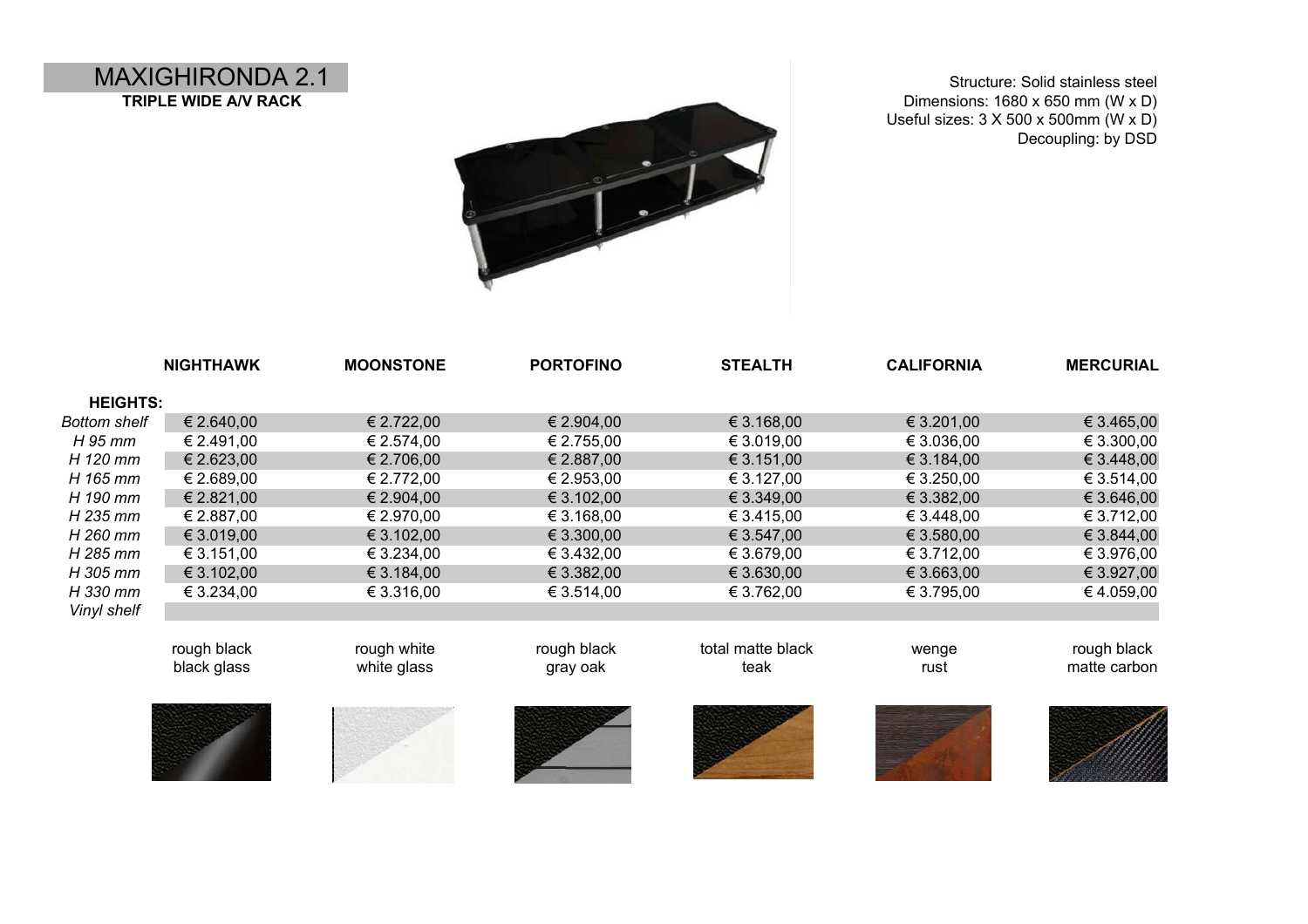# MAXIGHIRONDA 2.1

**TRIPLE WIDE A/V RACK**

Structure: Solid stainless steel
Dimensions: 1680 x 650 mm (W x D)
Useful sizes: 3 X 500 x 500mm (W x D)
Decoupling: by DSD

| **HEIGHTS:** | **NIGHTHAWK** | **MOONSTONE** | **PORTOFINO** | **STEALTH** | **CALIFORNIA** | **MERCURIAL** |
|---|---|---|---|---|---|---|
| *Bottom shelf* | € 2.640,00 | € 2.722,00 | € 2.904,00 | € 3.168,00 | € 3.201,00 | € 3.465,00 |
| *H 95 mm* | € 2.491,00 | € 2.574,00 | € 2.755,00 | € 3.019,00 | € 3.036,00 | € 3.300,00 |
| *H 120 mm* | € 2.623,00 | € 2.706,00 | € 2.887,00 | € 3.151,00 | € 3.184,00 | € 3.448,00 |
| *H 165 mm* | € 2.689,00 | € 2.772,00 | € 2.953,00 | € 3.127,00 | € 3.250,00 | € 3.514,00 |
| *H 190 mm* | € 2.821,00 | € 2.904,00 | € 3.102,00 | € 3.349,00 | € 3.382,00 | € 3.646,00 |
| *H 235 mm* | € 2.887,00 | € 2.970,00 | € 3.168,00 | € 3.415,00 | € 3.448,00 | € 3.712,00 |
| *H 260 mm* | € 3.019,00 | € 3.102,00 | € 3.300,00 | € 3.547,00 | € 3.580,00 | € 3.844,00 |
| *H 285 mm* | € 3.151,00 | € 3.234,00 | € 3.432,00 | € 3.679,00 | € 3.712,00 | € 3.976,00 |
| *H 305 mm* | € 3.102,00 | € 3.184,00 | € 3.382,00 | € 3.630,00 | € 3.663,00 | € 3.927,00 |
| *H 330 mm* | € 3.234,00 | € 3.316,00 | € 3.514,00 | € 3.762,00 | € 3.795,00 | € 4.059,00 |
| *Vinyl shelf* | | | | | | |
| | rough black<br>black glass | rough white<br>white glass | rough black<br>gray oak | total matte black<br>teak | wenge<br>rust | rough black<br>matte carbon |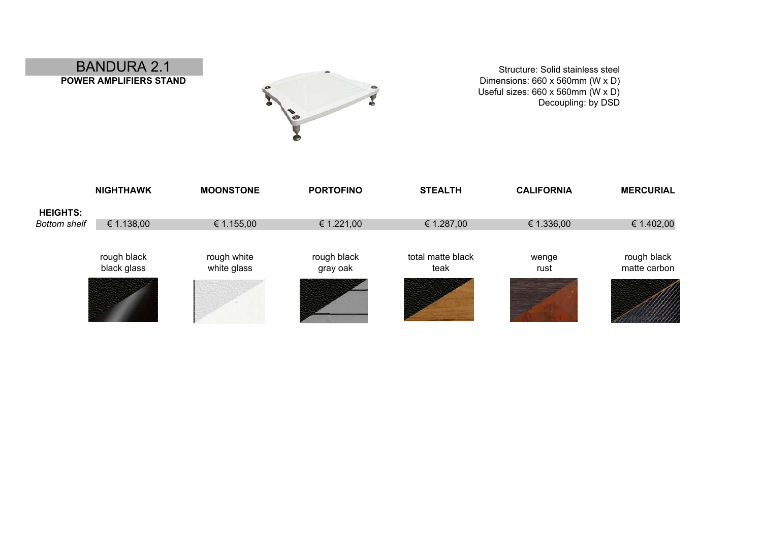# BANDURA 2.1

**POWER AMPLIFIERS STAND**

Structure: Solid stainless steel
Dimensions: 660 x 560mm (W x D)
Useful sizes: 660 x 560mm (W x D)
Decoupling: by DSD

| | NIGHTHAWK | MOONSTONE | PORTOFINO | STEALTH | CALIFORNIA | MERCURIAL |
|---|---|---|---|---|---|---|
| **HEIGHTS:** | | | | | | |
| *Bottom shelf* | € 1.138,00 | € 1.155,00 | € 1.221,00 | € 1.287,00 | € 1.336,00 | € 1.402,00 |
| | rough black<br>black glass | rough white<br>white glass | rough black<br>gray oak | total matte black<br>teak | wenge<br>rust | rough black<br>matte carbon |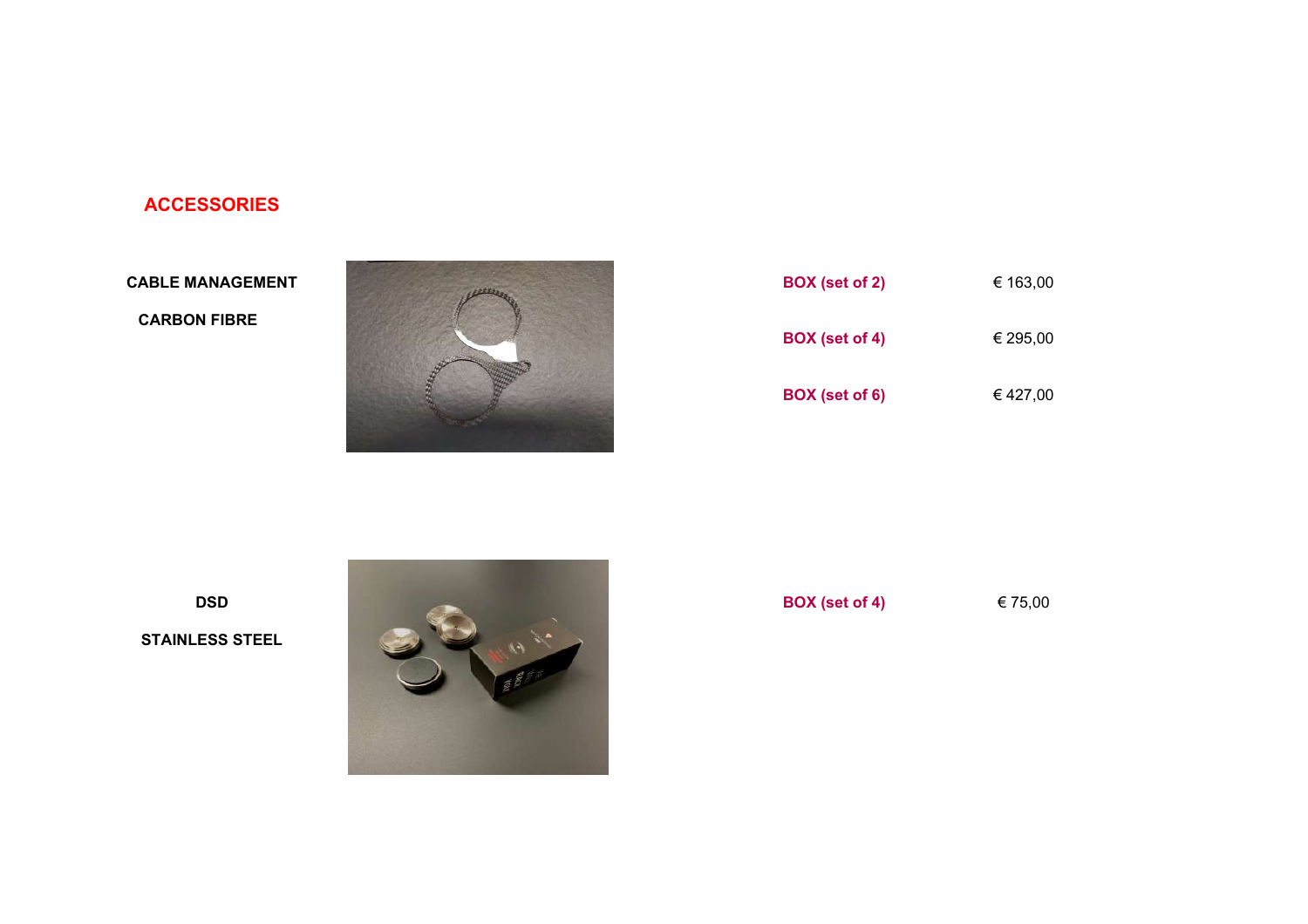## ACCESSORIES

| | | |
|---|---|---|
| **CABLE MANAGEMENT** **CARBON FIBRE** | **BOX (set of 2)** | € 163,00 |
| | **BOX (set of 4)** | € 295,00 |
| | **BOX (set of 6)** | € 427,00 |
| **DSD** **STAINLESS STEEL** | **BOX (set of 4)** | € 75,00 |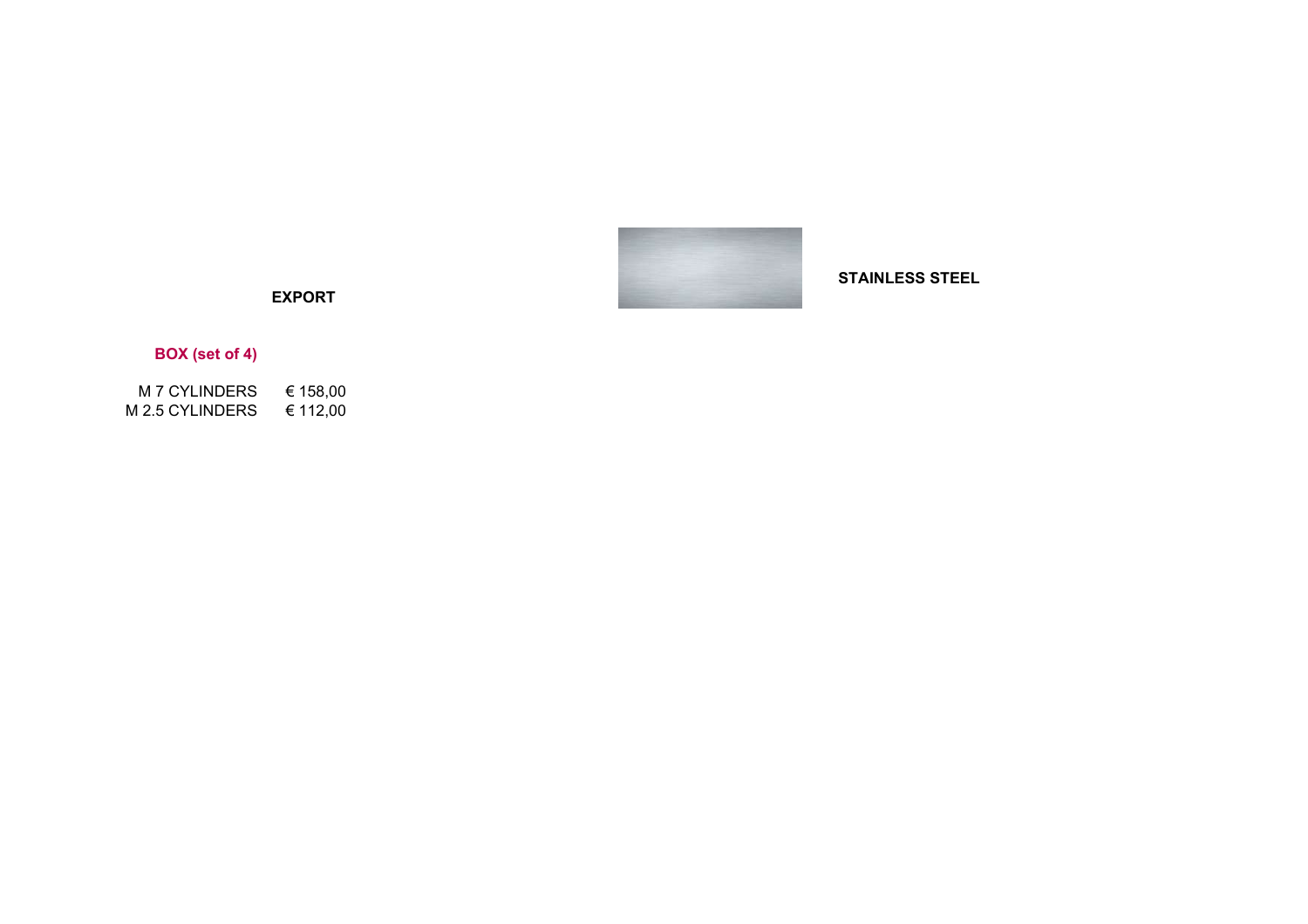**EXPORT**

**STAINLESS STEEL**

**BOX (set of 4)**

| | |
|---|---|
| M 7 CYLINDERS | € 158,00 |
| M 2.5 CYLINDERS | € 112,00 |